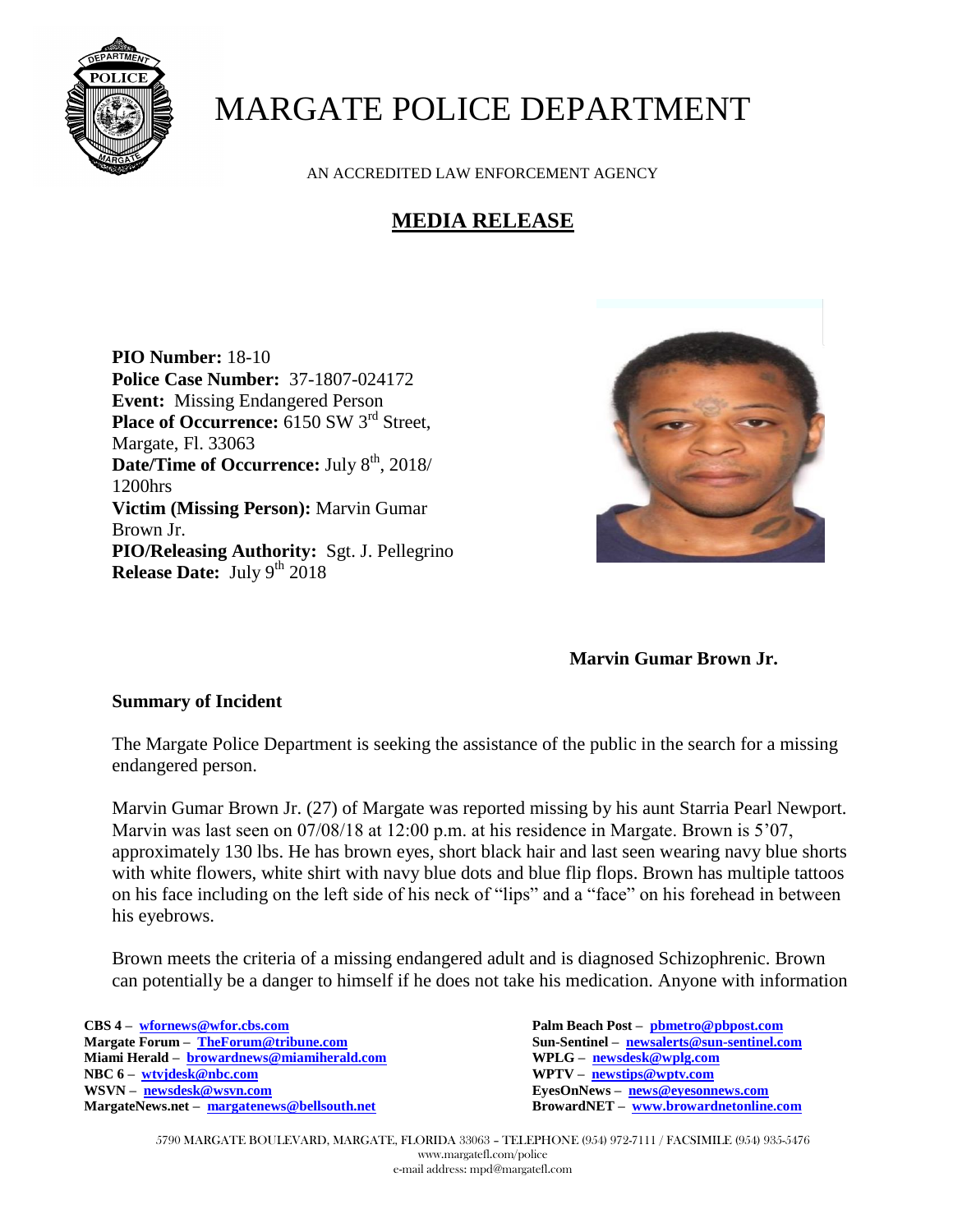# MARGATE POLICE DEPARTMENT

AN ACCREDITED LAW ENFORCEMENT AGENCY

## MEDIA RELEASE

**PIO Number:** 18-10
**Police Case Number:** 37-1807-024172
**Event:** Missing Endangered Person
**Place of Occurrence:** 6150 SW 3rd Street, Margate, Fl. 33063
**Date/Time of Occurrence:** July 8th, 2018/ 1200hrs
**Victim (Missing Person):** Marvin Gumar Brown Jr.
**PIO/Releasing Authority:** Sgt. J. Pellegrino
**Release Date:** July 9th 2018

**Marvin Gumar Brown Jr.**

### Summary of Incident

The Margate Police Department is seeking the assistance of the public in the search for a missing endangered person.

Marvin Gumar Brown Jr. (27) of Margate was reported missing by his aunt Starria Pearl Newport. Marvin was last seen on 07/08/18 at 12:00 p.m. at his residence in Margate. Brown is 5'07, approximately 130 lbs. He has brown eyes, short black hair and last seen wearing navy blue shorts with white flowers, white shirt with navy blue dots and blue flip flops. Brown has multiple tattoos on his face including on the left side of his neck of "lips" and a "face" on his forehead in between his eyebrows.

Brown meets the criteria of a missing endangered adult and is diagnosed Schizophrenic. Brown can potentially be a danger to himself if he does not take his medication. Anyone with information

**CBS 4 –** wfornews@wfor.cbs.com
**Margate Forum –** TheForum@tribune.com
**Miami Herald –** browardnews@miamiherald.com
**NBC 6 –** wtvjdesk@nbc.com
**WSVN –** newsdesk@wsvn.com
**MargateNews.net –** margatenews@bellsouth.net
**Palm Beach Post –** pbmetro@pbpost.com
**Sun-Sentinel –** newsalerts@sun-sentinel.com
**WPLG –** newsdesk@wplg.com
**WPTV –** newstips@wptv.com
**EyesOnNews –** news@eyesonnews.com
**BrowardNET –** www.browardnetonline.com

5790 MARGATE BOULEVARD, MARGATE, FLORIDA 33063 – TELEPHONE (954) 972-7111 / FACSIMILE (954) 935-5476
www.margatefl.com/police
e-mail address: mpd@margatefl.com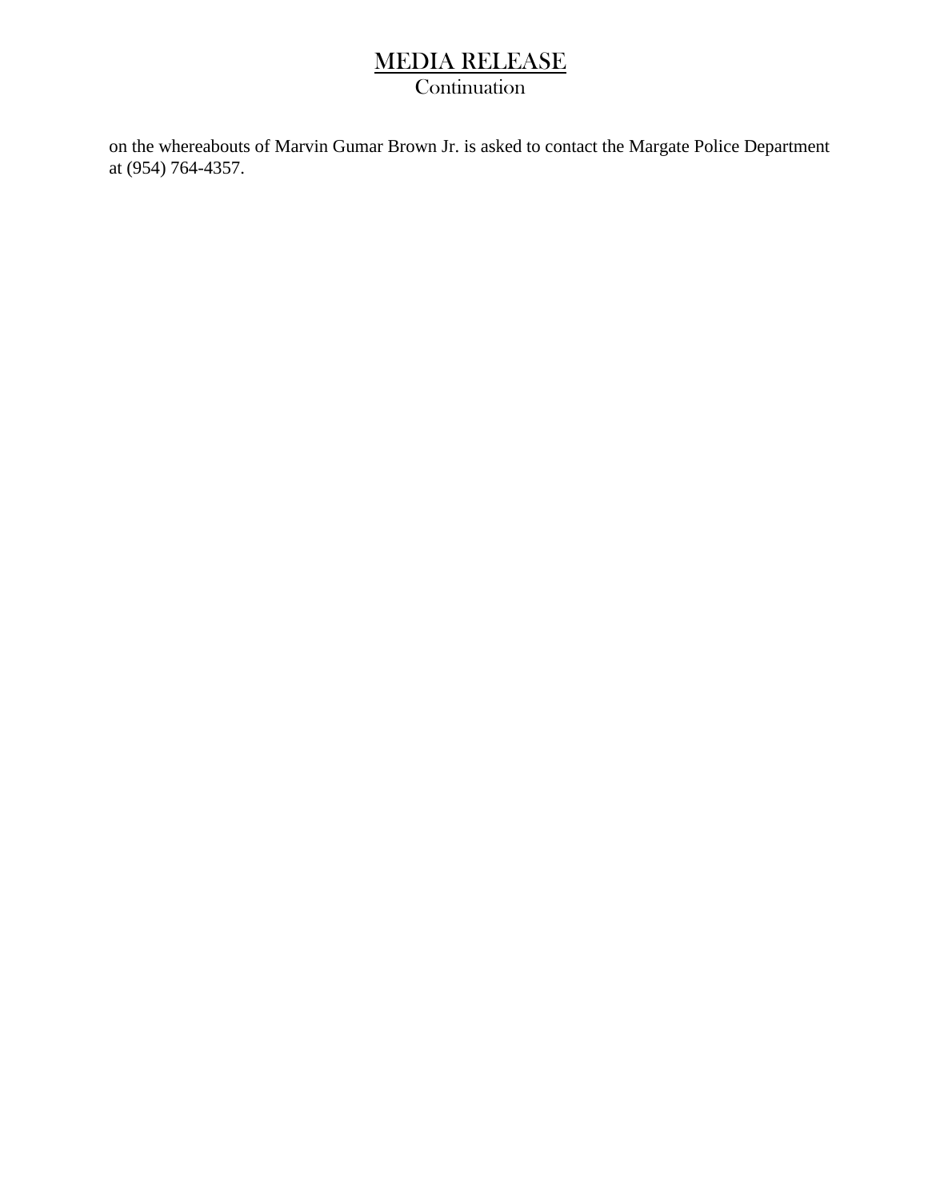# MEDIA RELEASE

Continuation

on the whereabouts of Marvin Gumar Brown Jr. is asked to contact the Margate Police Department at (954) 764-4357.